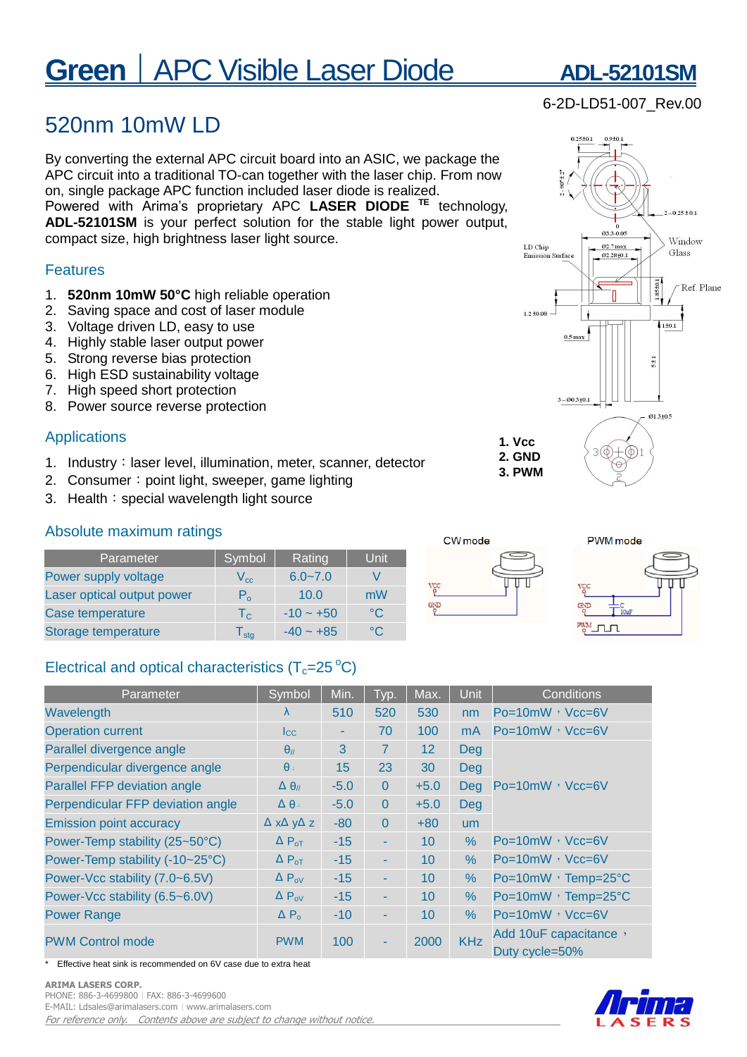# Green | APC Visible Laser Diode ADL-52101SM

6-2D-LD51-007_Rev.00

## 520nm 10mW LD

By converting the external APC circuit board into an ASIC, we package the APC circuit into a traditional TO-can together with the laser chip. From now on, single package APC function included laser diode is realized.
Powered with Arima's proprietary APC **LASER DIODE** TE technology, **ADL-52101SM** is your perfect solution for the stable light power output, compact size, high brightness laser light source.

### Features

1. **520nm 10mW 50°C** high reliable operation
2. Saving space and cost of laser module
3. Voltage driven LD, easy to use
4. Highly stable laser output power
5. Strong reverse bias protection
6. High ESD sustainability voltage
7. High speed short protection
8. Power source reverse protection

### Applications

1. Industry：laser level, illumination, meter, scanner, detector
2. Consumer：point light, sweeper, game lighting
3. Health：special wavelength light source

1. Vcc
2. GND
3. PWM

### Absolute maximum ratings

| Parameter | Symbol | Rating | Unit |
|---|---|---|---|
| Power supply voltage | $V_{cc}$ | 6.0~7.0 | V |
| Laser optical output power | $P_o$ | 10.0 | mW |
| Case temperature | $T_C$ | -10 ~ +50 | °C |
| Storage temperature | $T_{stg}$ | -40 ~ +85 | °C |

CW mode    PWM mode

### Electrical and optical characteristics ($T_c$=25 °C)

| Parameter | Symbol | Min. | Typ. | Max. | Unit | Conditions |
|---|---|---|---|---|---|---|
| Wavelength | λ | 510 | 520 | 530 | nm | Po=10mW，Vcc=6V |
| Operation current | Icc | - | 70 | 100 | mA | Po=10mW，Vcc=6V |
| Parallel divergence angle | $\theta_{//}$ | 3 | 7 | 12 | Deg | |
| Perpendicular divergence angle | $\theta_{\perp}$ | 15 | 23 | 30 | Deg | |
| Parallel FFP deviation angle | $\Delta\theta_{//}$ | -5.0 | 0 | +5.0 | Deg | Po=10mW，Vcc=6V |
| Perpendicular FFP deviation angle | $\Delta\theta_{\perp}$ | -5.0 | 0 | +5.0 | Deg | |
| Emission point accuracy | Δ xΔ yΔ z | -80 | 0 | +80 | um | |
| Power-Temp stability (25~50°C) | $\Delta P_{oT}$ | -15 | - | 10 | % | Po=10mW，Vcc=6V |
| Power-Temp stability (-10~25°C) | $\Delta P_{oT}$ | -15 | - | 10 | % | Po=10mW，Vcc=6V |
| Power-Vcc stability (7.0~6.5V) | $\Delta P_{oV}$ | -15 | - | 10 | % | Po=10mW，Temp=25°C |
| Power-Vcc stability (6.5~6.0V) | $\Delta P_{oV}$ | -15 | - | 10 | % | Po=10mW，Temp=25°C |
| Power Range | $\Delta P_o$ | -10 | - | 10 | % | Po=10mW，Vcc=6V |
| PWM Control mode | PWM | 100 | - | 2000 | KHz | Add 10uF capacitance，Duty cycle=50% |

\* Effective heat sink is recommended on 6V case due to extra heat

ARIMA LASERS CORP.
PHONE: 886-3-4699800 | FAX: 886-3-4699600
E-MAIL: Ldsales@arimalasers.com | www.arimalasers.com
*For reference only. Contents above are subject to change without notice.*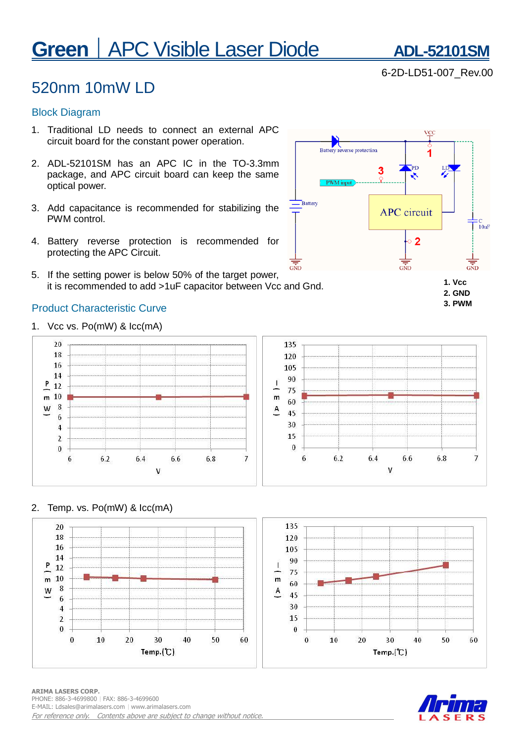# Green | APC Visible Laser Diode

**ADL-52101SM**

6-2D-LD51-007_Rev.00

## 520nm 10mW LD

### Block Diagram

1. Traditional LD needs to connect an external APC circuit board for the constant power operation.
2. ADL-52101SM has an APC IC in the TO-3.3mm package, and APC circuit board can keep the same optical power.
3. Add capacitance is recommended for stabilizing the PWM control.
4. Battery reverse protection is recommended for protecting the APC Circuit.
5. If the setting power is below 50% of the target power, it is recommended to add >1uF capacitor between Vcc and Gnd.

**1. Vcc**
**2. GND**
**3. PWM**

### Product Characteristic Curve

1. Vcc vs. Po(mW) & Icc(mA)

2. Temp. vs. Po(mW) & Icc(mA)

**ARIMA LASERS CORP.**
PHONE: 886-3-4699800 | FAX: 886-3-4699600
E-MAIL: Ldsales@arimalasers.com | www.arimalasers.com
*For reference only. Contents above are subject to change without notice.*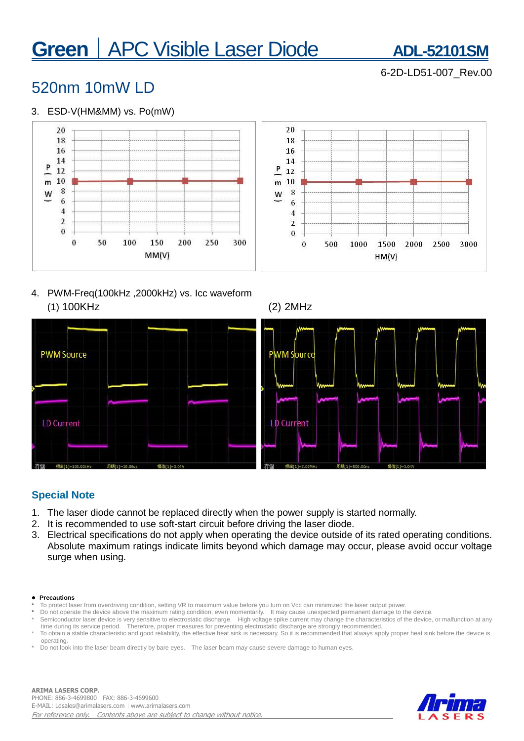# Green | APC Visible Laser Diode

**ADL-52101SM**

6-2D-LD51-007_Rev.00

## 520nm 10mW LD

3. ESD-V(HM&MM) vs. Po(mW)

P (mW)
20
18
16
14
12
10
8
6
4
2
0
0 50 100 150 200 250 300
MM(V)

P (mW)
20
18
16
14
12
10
8
6
4
2
0
0 500 1000 1500 2000 2500 3000
HM(V)

4. PWM-Freq(100kHz ,2000kHz) vs. Icc waveform

(1) 100KHz

PWM Source
LD Current
存储 频率[1]=100.00kHz 周期[1]=10.00us 幅值[1]=3.04V

(2) 2MHz

PWM Source
LD Current
存储 频率[1]=2.00MHz 周期[1]=500.00ns 幅值[1]=3.04V

## Special Note

1. The laser diode cannot be replaced directly when the power supply is started normally.
2. It is recommended to use soft-start circuit before driving the laser diode.
3. Electrical specifications do not apply when operating the device outside of its rated operating conditions. Absolute maximum ratings indicate limits beyond which damage may occur, please avoid occur voltage surge when using.

- **Precautions**

* To protect laser from overdriving condition, setting VR to maximum value before you turn on Vcc can minimized the laser output power.
* Do not operate the device above the maximum rating condition, even momentarily. It may cause unexpected permanent damage to the device.
* Semiconductor laser device is very sensitive to electrostatic discharge. High voltage spike current may change the characteristics of the device, or malfunction at any time during its service period. Therefore, proper measures for preventing electrostatic discharge are strongly recommended.
* To obtain a stable characteristic and good reliability, the effective heat sink is necessary. So it is recommended that always apply proper heat sink before the device is operating.
* Do not look into the laser beam directly by bare eyes. The laser beam may cause severe damage to human eyes.

**ARIMA LASERS CORP.**
PHONE: 886-3-4699800 | FAX: 886-3-4699600
E-MAIL: Ldsales@arimalasers.com | www.arimalasers.com
*For reference only. Contents above are subject to change without notice.*